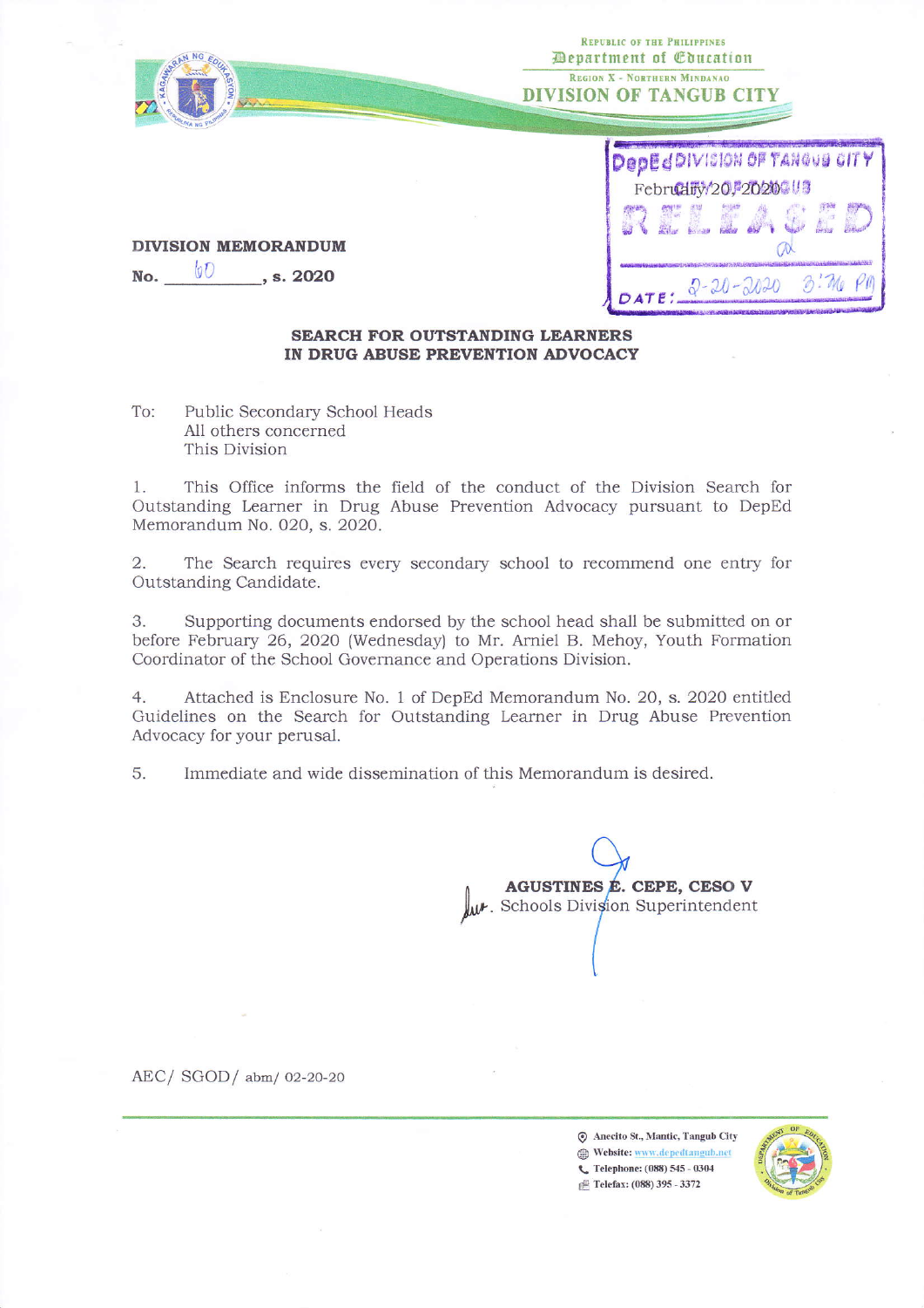REPUBLIC OF THE PHILIPPINES
Department of Education
REGION X - NORTHERN MINDANAO
DIVISION OF TANGUB CITY

DepEd DIVISION OF TANGUB CITY
February 20, 2020
RELEASED
DATE: 2-20-2020 3:36 PM

**DIVISION MEMORANDUM**

**No.** 60 **, s. 2020**

**SEARCH FOR OUTSTANDING LEARNERS IN DRUG ABUSE PREVENTION ADVOCACY**

To: Public Secondary School Heads
All others concerned
This Division

1. This Office informs the field of the conduct of the Division Search for Outstanding Learner in Drug Abuse Prevention Advocacy pursuant to DepEd Memorandum No. 020, s. 2020.

2. The Search requires every secondary school to recommend one entry for Outstanding Candidate.

3. Supporting documents endorsed by the school head shall be submitted on or before February 26, 2020 (Wednesday) to Mr. Arniel B. Mehoy, Youth Formation Coordinator of the School Governance and Operations Division.

4. Attached is Enclosure No. 1 of DepEd Memorandum No. 20, s. 2020 entitled Guidelines on the Search for Outstanding Learner in Drug Abuse Prevention Advocacy for your perusal.

5. Immediate and wide dissemination of this Memorandum is desired.

**AGUSTINES E. CEPE, CESO V**
Schools Division Superintendent

AEC/ SGOD/ abm/ 02-20-20

Anecito St., Mantic, Tangub City
Website: www.depedtangub.net
Telephone: (088) 545 - 0304
Telefax: (088) 395 - 3372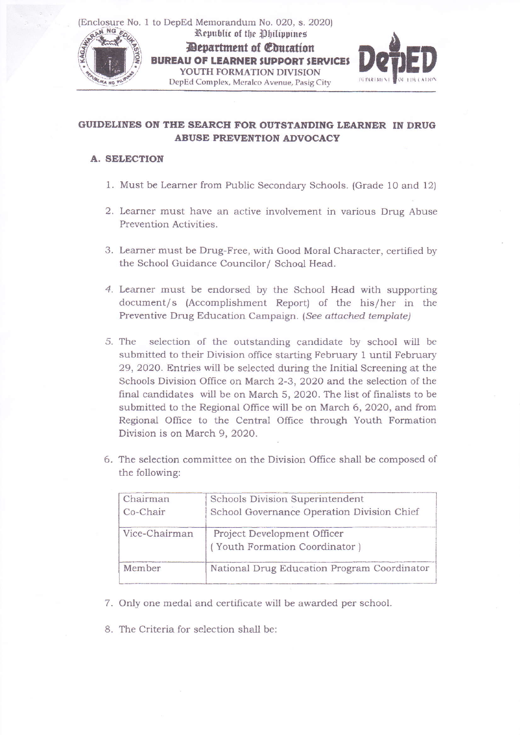(Enclosure No. 1 to DepEd Memorandum No. 020, s. 2020)

Republic of the Philippines
Department of Education
BUREAU OF LEARNER SUPPORT SERVICES
YOUTH FORMATION DIVISION
DepEd Complex, Meralco Avenue, Pasig City

## GUIDELINES ON THE SEARCH FOR OUTSTANDING LEARNER IN DRUG ABUSE PREVENTION ADVOCACY

### A. SELECTION

1. Must be Learner from Public Secondary Schools. (Grade 10 and 12)

2. Learner must have an active involvement in various Drug Abuse Prevention Activities.

3. Learner must be Drug-Free, with Good Moral Character, certified by the School Guidance Councilor/ School Head.

4. Learner must be endorsed by the School Head with supporting document/s (Accomplishment Report) of the his/her in the Preventive Drug Education Campaign. *(See attached template)*

5. The selection of the outstanding candidate by school will be submitted to their Division office starting February 1 until February 29, 2020. Entries will be selected during the Initial Screening at the Schools Division Office on March 2-3, 2020 and the selection of the final candidates will be on March 5, 2020. The list of finalists to be submitted to the Regional Office will be on March 6, 2020, and from Regional Office to the Central Office through Youth Formation Division is on March 9, 2020.

6. The selection committee on the Division Office shall be composed of the following:

| | |
|---|---|
| Chairman<br>Co-Chair | Schools Division Superintendent<br>School Governance Operation Division Chief |
| Vice-Chairman | Project Development Officer<br>( Youth Formation Coordinator ) |
| Member | National Drug Education Program Coordinator |

7. Only one medal and certificate will be awarded per school.

8. The Criteria for selection shall be: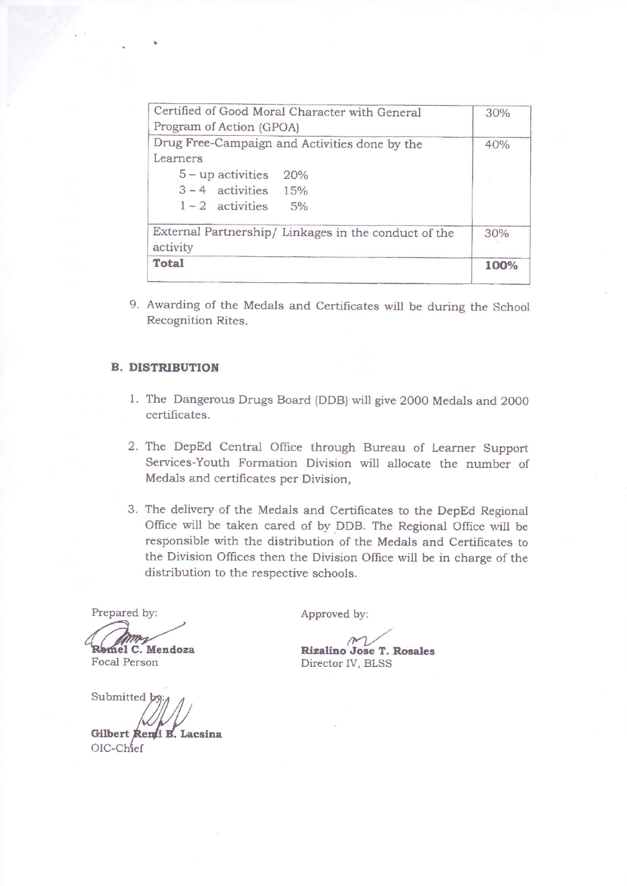| | |
|---|---|
| Certified of Good Moral Character with General Program of Action (GPOA) | 30% |
| Drug Free-Campaign and Activities done by the Learners<br>5 – up activities 20%<br>3 – 4 activities 15%<br>1 – 2 activities 5% | 40% |
| External Partnership/ Linkages in the conduct of the activity | 30% |
| **Total** | **100%** |

9. Awarding of the Medals and Certificates will be during the School Recognition Rites.

## B. DISTRIBUTION

1. The Dangerous Drugs Board (DDB) will give 2000 Medals and 2000 certificates.

2. The DepEd Central Office through Bureau of Learner Support Services-Youth Formation Division will allocate the number of Medals and certificates per Division,

3. The delivery of the Medals and Certificates to the DepEd Regional Office will be taken cared of by DDB. The Regional Office will be responsible with the distribution of the Medals and Certificates to the Division Offices then the Division Office will be in charge of the distribution to the respective schools.

Prepared by:

**Romel C. Mendoza**
Focal Person

Approved by:

**Rizalino Jose T. Rosales**
Director IV, BLSS

Submitted by:

**Gilbert Remi B. Lacsina**
OIC-Chief